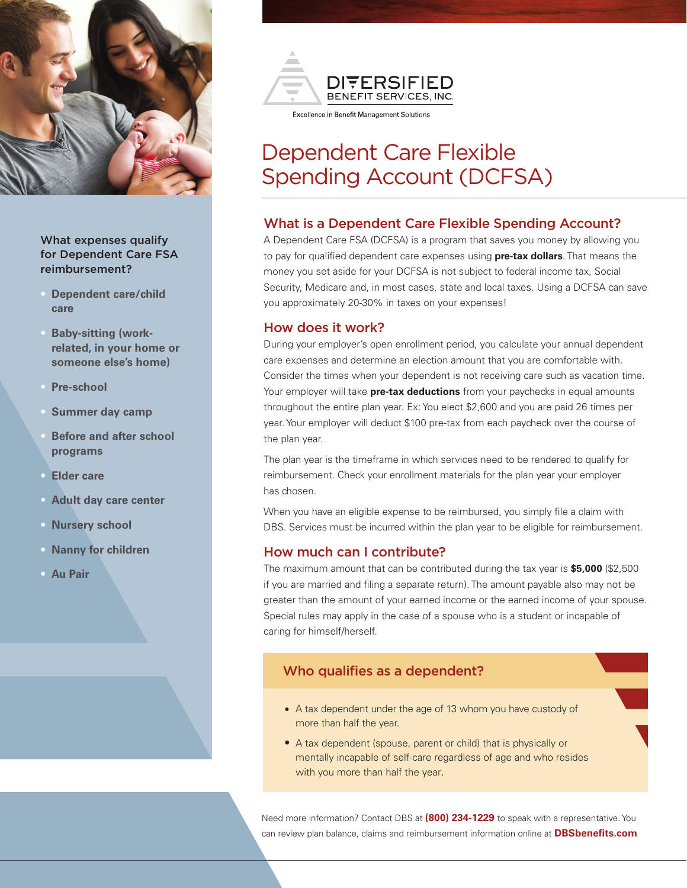DIVERSIFIED BENEFIT SERVICES, INC.

Excellence in Benefit Management Solutions

# Dependent Care Flexible Spending Account (DCFSA)

## What is a Dependent Care Flexible Spending Account?

A Dependent Care FSA (DCFSA) is a program that saves you money by allowing you to pay for qualified dependent care expenses using **pre-tax dollars**. That means the money you set aside for your DCFSA is not subject to federal income tax, Social Security, Medicare and, in most cases, state and local taxes. Using a DCFSA can save you approximately 20-30% in taxes on your expenses!

## How does it work?

During your employer's open enrollment period, you calculate your annual dependent care expenses and determine an election amount that you are comfortable with. Consider the times when your dependent is not receiving care such as vacation time. Your employer will take **pre-tax deductions** from your paychecks in equal amounts throughout the entire plan year. Ex: You elect $2,600 and you are paid 26 times per year. Your employer will deduct $100 pre-tax from each paycheck over the course of the plan year.

The plan year is the timeframe in which services need to be rendered to qualify for reimbursement. Check your enrollment materials for the plan year your employer has chosen.

When you have an eligible expense to be reimbursed, you simply file a claim with DBS. Services must be incurred within the plan year to be eligible for reimbursement.

## How much can I contribute?

The maximum amount that can be contributed during the tax year is **$5,000** ($2,500 if you are married and filing a separate return). The amount payable also may not be greater than the amount of your earned income or the earned income of your spouse. Special rules may apply in the case of a spouse who is a student or incapable of caring for himself/herself.

## Who qualifies as a dependent?

- A tax dependent under the age of 13 whom you have custody of more than half the year.
- A tax dependent (spouse, parent or child) that is physically or mentally incapable of self-care regardless of age and who resides with you more than half the year.

## What expenses qualify for Dependent Care FSA reimbursement?

- **Dependent care/child care**
- **Baby-sitting (work-related, in your home or someone else's home)**
- **Pre-school**
- **Summer day camp**
- **Before and after school programs**
- **Elder care**
- **Adult day care center**
- **Nursery school**
- **Nanny for children**
- **Au Pair**

Need more information? Contact DBS at **(800) 234-1229** to speak with a representative. You can review plan balance, claims and reimbursement information online at **DBSbenefits.com**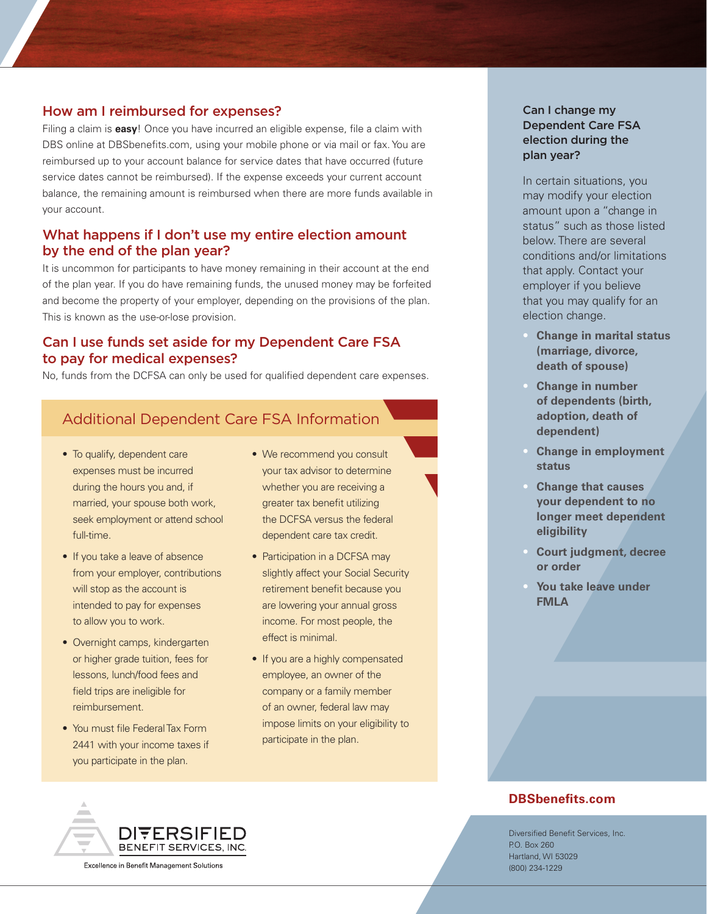## How am I reimbursed for expenses?

Filing a claim is **easy**! Once you have incurred an eligible expense, file a claim with DBS online at DBSbenefits.com, using your mobile phone or via mail or fax. You are reimbursed up to your account balance for service dates that have occurred (future service dates cannot be reimbursed). If the expense exceeds your current account balance, the remaining amount is reimbursed when there are more funds available in your account.

## What happens if I don't use my entire election amount by the end of the plan year?

It is uncommon for participants to have money remaining in their account at the end of the plan year. If you do have remaining funds, the unused money may be forfeited and become the property of your employer, depending on the provisions of the plan. This is known as the use-or-lose provision.

## Can I use funds set aside for my Dependent Care FSA to pay for medical expenses?

No, funds from the DCFSA can only be used for qualified dependent care expenses.

## Additional Dependent Care FSA Information

- To qualify, dependent care expenses must be incurred during the hours you and, if married, your spouse both work, seek employment or attend school full-time.
- If you take a leave of absence from your employer, contributions will stop as the account is intended to pay for expenses to allow you to work.
- Overnight camps, kindergarten or higher grade tuition, fees for lessons, lunch/food fees and field trips are ineligible for reimbursement.
- You must file Federal Tax Form 2441 with your income taxes if you participate in the plan.
- We recommend you consult your tax advisor to determine whether you are receiving a greater tax benefit utilizing the DCFSA versus the federal dependent care tax credit.
- Participation in a DCFSA may slightly affect your Social Security retirement benefit because you are lowering your annual gross income. For most people, the effect is minimal.
- If you are a highly compensated employee, an owner of the company or a family member of an owner, federal law may impose limits on your eligibility to participate in the plan.

### Can I change my Dependent Care FSA election during the plan year?

In certain situations, you may modify your election amount upon a "change in status" such as those listed below. There are several conditions and/or limitations that apply. Contact your employer if you believe that you may qualify for an election change.

- **Change in marital status (marriage, divorce, death of spouse)**
- **Change in number of dependents (birth, adoption, death of dependent)**
- **Change in employment status**
- **Change that causes your dependent to no longer meet dependent eligibility**
- **Court judgment, decree or order**
- **You take leave under FMLA**

DIVERSIFIED BENEFIT SERVICES, INC.
Excellence in Benefit Management Solutions

**DBSbenefits.com**

Diversified Benefit Services, Inc.
P.O. Box 260
Hartland, WI 53029
(800) 234-1229